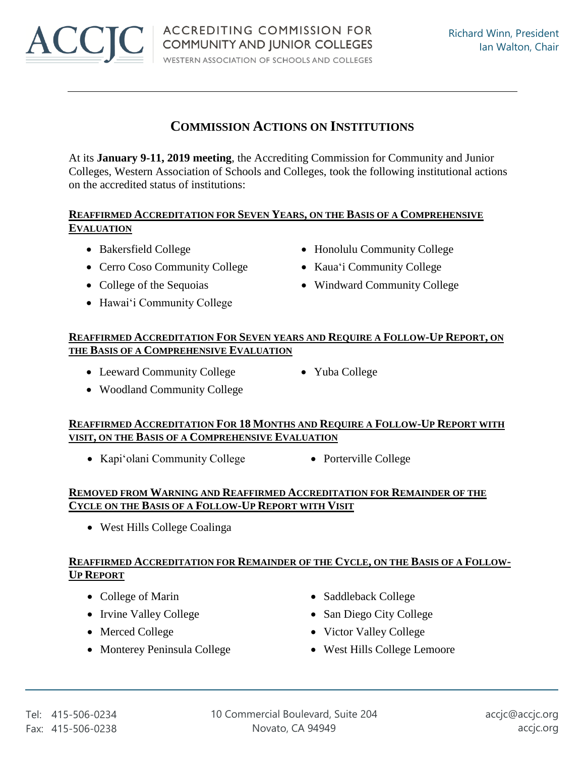ACCJC | ACCREDITING COMMISSION FOR COMMUNITY AND JUNIOR COLLEGES
WESTERN ASSOCIATION OF SCHOOLS AND COLLEGES

Richard Winn, President
Ian Walton, Chair

# COMMISSION ACTIONS ON INSTITUTIONS

At its **January 9-11, 2019 meeting**, the Accrediting Commission for Community and Junior Colleges, Western Association of Schools and Colleges, took the following institutional actions on the accredited status of institutions:

## REAFFIRMED ACCREDITATION FOR SEVEN YEARS, ON THE BASIS OF A COMPREHENSIVE EVALUATION

- Bakersfield College
- Cerro Coso Community College
- College of the Sequoias
- Hawai'i Community College
- Honolulu Community College
- Kaua'i Community College
- Windward Community College

## REAFFIRMED ACCREDITATION FOR SEVEN YEARS AND REQUIRE A FOLLOW-UP REPORT, ON THE BASIS OF A COMPREHENSIVE EVALUATION

- Leeward Community College
- Woodland Community College
- Yuba College

## REAFFIRMED ACCREDITATION FOR 18 MONTHS AND REQUIRE A FOLLOW-UP REPORT WITH VISIT, ON THE BASIS OF A COMPREHENSIVE EVALUATION

- Kapi'olani Community College
- Porterville College

## REMOVED FROM WARNING AND REAFFIRMED ACCREDITATION FOR REMAINDER OF THE CYCLE ON THE BASIS OF A FOLLOW-UP REPORT WITH VISIT

- West Hills College Coalinga

## REAFFIRMED ACCREDITATION FOR REMAINDER OF THE CYCLE, ON THE BASIS OF A FOLLOW-UP REPORT

- College of Marin
- Irvine Valley College
- Merced College
- Monterey Peninsula College
- Saddleback College
- San Diego City College
- Victor Valley College
- West Hills College Lemoore

Tel: 415-506-0234
Fax: 415-506-0238
10 Commercial Boulevard, Suite 204
Novato, CA 94949
accjc@accjc.org
accjc.org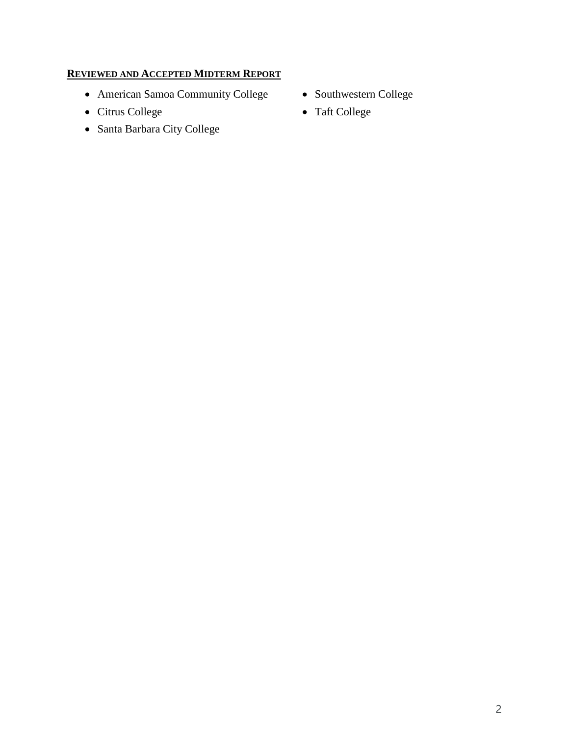**REVIEWED AND ACCEPTED MIDTERM REPORT**

- American Samoa Community College
- Citrus College
- Santa Barbara City College
- Southwestern College
- Taft College